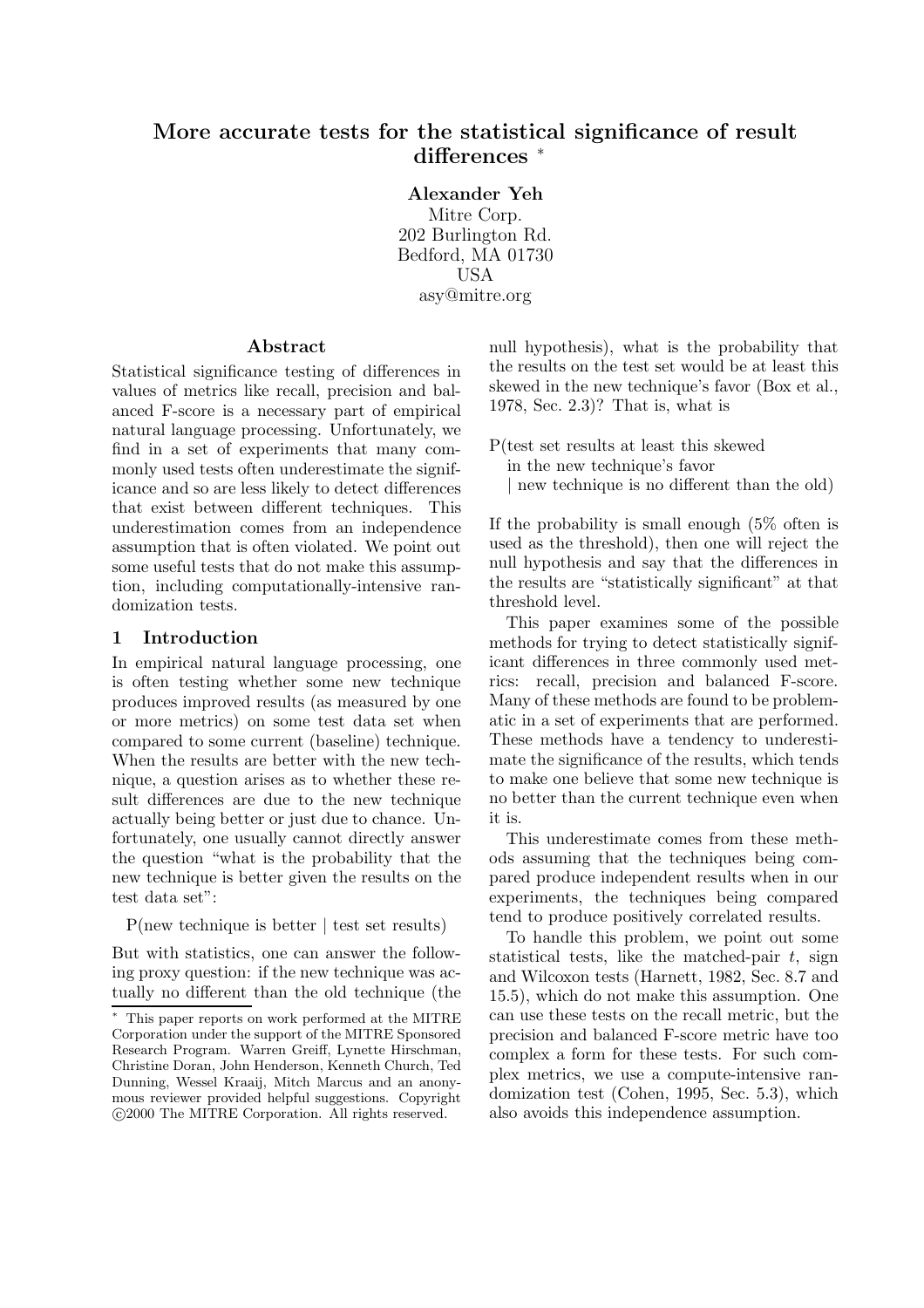# More accurate tests for the statistical significance of result differences [*]

**Alexander Yeh**
Mitre Corp.
202 Burlington Rd.
Bedford, MA 01730
USA
asy@mitre.org

## Abstract

Statistical significance testing of differences in values of metrics like recall, precision and balanced F-score is a necessary part of empirical natural language processing. Unfortunately, we find in a set of experiments that many commonly used tests often underestimate the significance and so are less likely to detect differences that exist between different techniques. This underestimation comes from an independence assumption that is often violated. We point out some useful tests that do not make this assumption, including computationally-intensive randomization tests.

## 1 Introduction

In empirical natural language processing, one is often testing whether some new technique produces improved results (as measured by one or more metrics) on some test data set when compared to some current (baseline) technique. When the results are better with the new technique, a question arises as to whether these result differences are due to the new technique actually being better or just due to chance. Unfortunately, one usually cannot directly answer the question "what is the probability that the new technique is better given the results on the test data set":

P(new technique is better | test set results)

But with statistics, one can answer the following proxy question: if the new technique was actually no different than the old technique (the null hypothesis), what is the probability that the results on the test set would be at least this skewed in the new technique's favor (Box et al., 1978, Sec. 2.3)? That is, what is

P(test set results at least this skewed
in the new technique's favor
| new technique is no different than the old)

If the probability is small enough (5% often is used as the threshold), then one will reject the null hypothesis and say that the differences in the results are "statistically significant" at that threshold level.

This paper examines some of the possible methods for trying to detect statistically significant differences in three commonly used metrics: recall, precision and balanced F-score. Many of these methods are found to be problematic in a set of experiments that are performed. These methods have a tendency to underestimate the significance of the results, which tends to make one believe that some new technique is no better than the current technique even when it is.

This underestimate comes from these methods assuming that the techniques being compared produce independent results when in our experiments, the techniques being compared tend to produce positively correlated results.

To handle this problem, we point out some statistical tests, like the matched-pair $t$, sign and Wilcoxon tests (Harnett, 1982, Sec. 8.7 and 15.5), which do not make this assumption. One can use these tests on the recall metric, but the precision and balanced F-score metric have too complex a form for these tests. For such complex metrics, we use a compute-intensive randomization test (Cohen, 1995, Sec. 5.3), which also avoids this independence assumption.

[*] This paper reports on work performed at the MITRE Corporation under the support of the MITRE Sponsored Research Program. Warren Greiff, Lynette Hirschman, Christine Doran, John Henderson, Kenneth Church, Ted Dunning, Wessel Kraaij, Mitch Marcus and an anonymous reviewer provided helpful suggestions. Copyright ©2000 The MITRE Corporation. All rights reserved.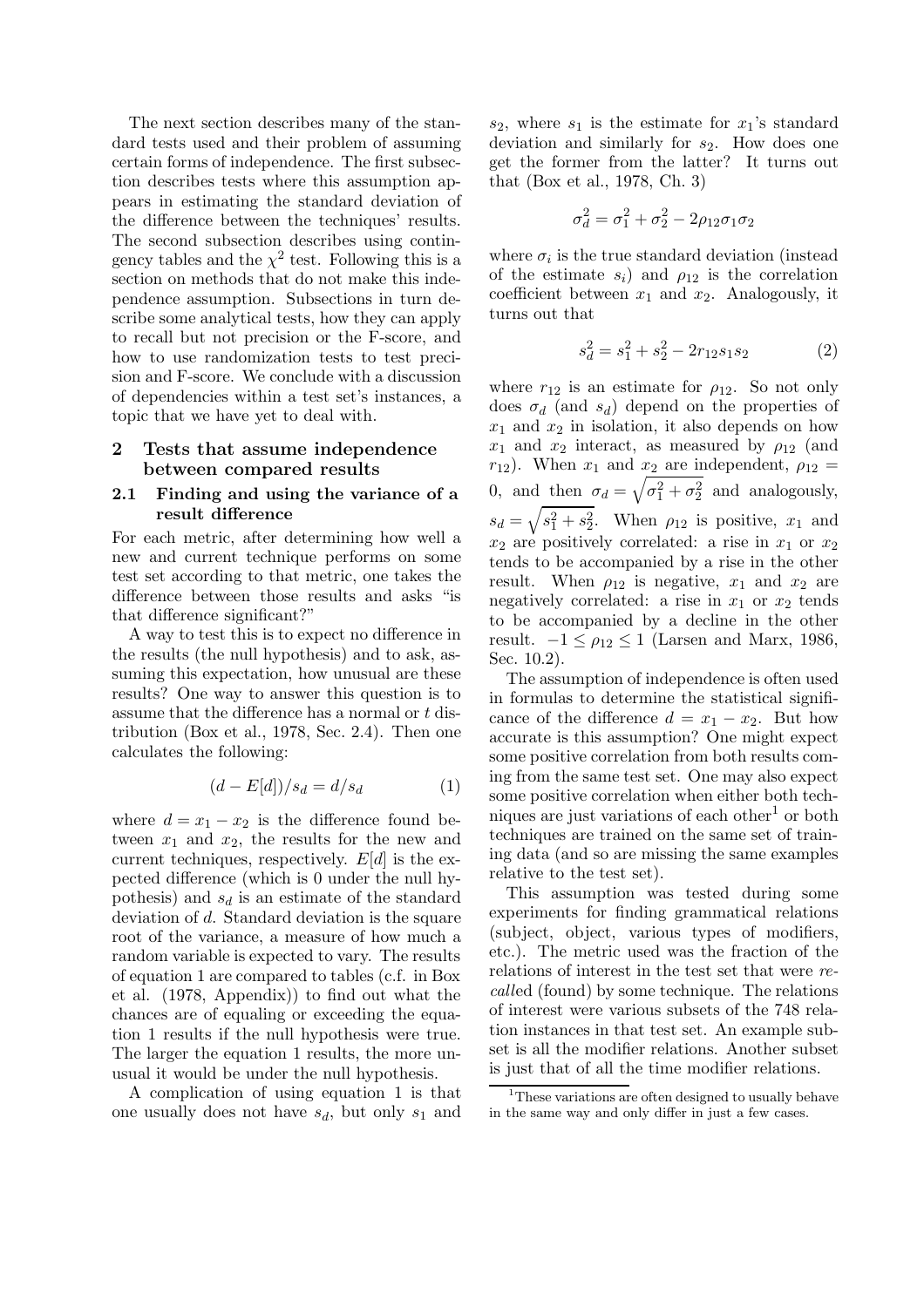The next section describes many of the standard tests used and their problem of assuming certain forms of independence. The first subsection describes tests where this assumption appears in estimating the standard deviation of the difference between the techniques' results. The second subsection describes using contingency tables and the $\chi^2$ test. Following this is a section on methods that do not make this independence assumption. Subsections in turn describe some analytical tests, how they can apply to recall but not precision or the F-score, and how to use randomization tests to test precision and F-score. We conclude with a discussion of dependencies within a test set's instances, a topic that we have yet to deal with.

## 2 Tests that assume independence between compared results

### 2.1 Finding and using the variance of a result difference

For each metric, after determining how well a new and current technique performs on some test set according to that metric, one takes the difference between those results and asks "is that difference significant?"

A way to test this is to expect no difference in the results (the null hypothesis) and to ask, assuming this expectation, how unusual are these results? One way to answer this question is to assume that the difference has a normal or $t$ distribution (Box et al., 1978, Sec. 2.4). Then one calculates the following:

$$(d - E[d])/s_d = d/s_d \qquad (1)$$

where $d = x_1 - x_2$ is the difference found between $x_1$ and $x_2$, the results for the new and current techniques, respectively. $E[d]$ is the expected difference (which is 0 under the null hypothesis) and $s_d$ is an estimate of the standard deviation of $d$. Standard deviation is the square root of the variance, a measure of how much a random variable is expected to vary. The results of equation 1 are compared to tables (c.f. in Box et al. (1978, Appendix)) to find out what the chances are of equaling or exceeding the equation 1 results if the null hypothesis were true. The larger the equation 1 results, the more unusual it would be under the null hypothesis.

A complication of using equation 1 is that one usually does not have $s_d$, but only $s_1$ and $s_2$, where $s_1$ is the estimate for $x_1$'s standard deviation and similarly for $s_2$. How does one get the former from the latter? It turns out that (Box et al., 1978, Ch. 3)

$$\sigma_d^2 = \sigma_1^2 + \sigma_2^2 - 2\rho_{12}\sigma_1\sigma_2$$

where $\sigma_i$ is the true standard deviation (instead of the estimate $s_i$) and $\rho_{12}$ is the correlation coefficient between $x_1$ and $x_2$. Analogously, it turns out that

$$s_d^2 = s_1^2 + s_2^2 - 2r_{12}s_1s_2 \qquad (2)$$

where $r_{12}$ is an estimate for $\rho_{12}$. So not only does $\sigma_d$ (and $s_d$) depend on the properties of $x_1$ and $x_2$ in isolation, it also depends on how $x_1$ and $x_2$ interact, as measured by $\rho_{12}$ (and $r_{12}$). When $x_1$ and $x_2$ are independent, $\rho_{12} = 0$, and then $\sigma_d = \sqrt{\sigma_1^2 + \sigma_2^2}$ and analogously, $s_d = \sqrt{s_1^2 + s_2^2}$. When $\rho_{12}$ is positive, $x_1$ and $x_2$ are positively correlated: a rise in $x_1$ or $x_2$ tends to be accompanied by a rise in the other result. When $\rho_{12}$ is negative, $x_1$ and $x_2$ are negatively correlated: a rise in $x_1$ or $x_2$ tends to be accompanied by a decline in the other result. $-1 \leq \rho_{12} \leq 1$ (Larsen and Marx, 1986, Sec. 10.2).

The assumption of independence is often used in formulas to determine the statistical significance of the difference $d = x_1 - x_2$. But how accurate is this assumption? One might expect some positive correlation from both results coming from the same test set. One may also expect some positive correlation when either both techniques are just variations of each other[1] or both techniques are trained on the same set of training data (and so are missing the same examples relative to the test set).

This assumption was tested during some experiments for finding grammatical relations (subject, object, various types of modifiers, etc.). The metric used was the fraction of the relations of interest in the test set that were *recall*ed (found) by some technique. The relations of interest were various subsets of the 748 relation instances in that test set. An example subset is all the modifier relations. Another subset is just that of all the time modifier relations.

[1] These variations are often designed to usually behave in the same way and only differ in just a few cases.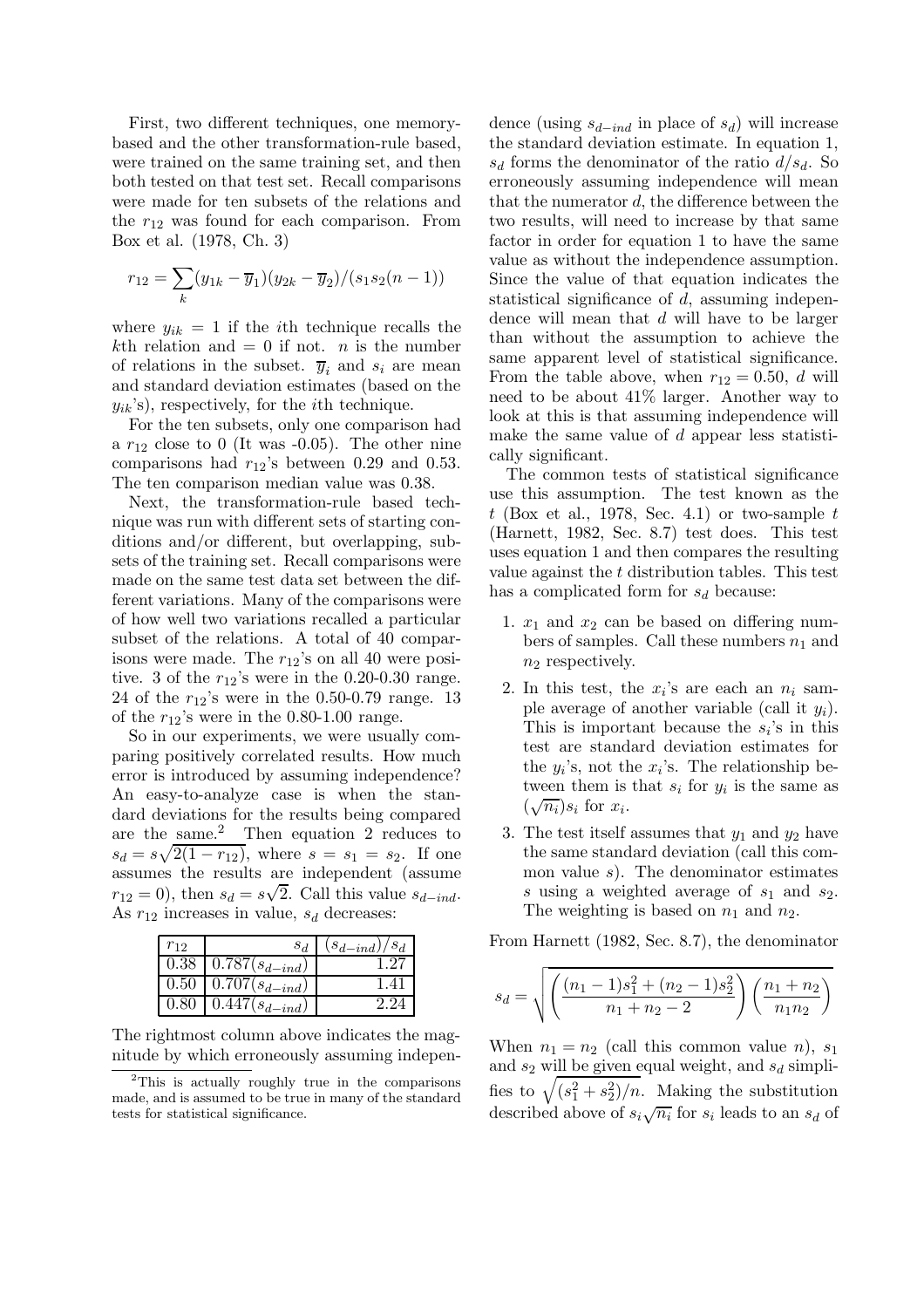First, two different techniques, one memory-based and the other transformation-rule based, were trained on the same training set, and then both tested on that test set. Recall comparisons were made for ten subsets of the relations and the $r_{12}$ was found for each comparison. From Box et al. (1978, Ch. 3)

$$r_{12} = \sum_k (y_{1k} - \overline{y}_1)(y_{2k} - \overline{y}_2)/(s_1 s_2 (n-1))$$

where $y_{ik} = 1$ if the $i$th technique recalls the $k$th relation and $= 0$ if not. $n$ is the number of relations in the subset. $\overline{y}_i$ and $s_i$ are mean and standard deviation estimates (based on the $y_{ik}$'s), respectively, for the $i$th technique.

For the ten subsets, only one comparison had a $r_{12}$ close to 0 (It was -0.05). The other nine comparisons had $r_{12}$'s between 0.29 and 0.53. The ten comparison median value was 0.38.

Next, the transformation-rule based technique was run with different sets of starting conditions and/or different, but overlapping, subsets of the training set. Recall comparisons were made on the same test data set between the different variations. Many of the comparisons were of how well two variations recalled a particular subset of the relations. A total of 40 comparisons were made. The $r_{12}$'s on all 40 were positive. 3 of the $r_{12}$'s were in the 0.20-0.30 range. 24 of the $r_{12}$'s were in the 0.50-0.79 range. 13 of the $r_{12}$'s were in the 0.80-1.00 range.

So in our experiments, we were usually comparing positively correlated results. How much error is introduced by assuming independence? An easy-to-analyze case is when the standard deviations for the results being compared are the same.[2] Then equation 2 reduces to $s_d = s\sqrt{2(1-r_{12})}$, where $s = s_1 = s_2$. If one assumes the results are independent (assume $r_{12} = 0$), then $s_d = s\sqrt{2}$. Call this value $s_{d-ind}$. As $r_{12}$ increases in value, $s_d$ decreases:

| $r_{12}$ | $s_d$ | $(s_{d-ind})/s_d$ |
|---|---|---|
| 0.38 | $0.787(s_{d-ind})$ | 1.27 |
| 0.50 | $0.707(s_{d-ind})$ | 1.41 |
| 0.80 | $0.447(s_{d-ind})$ | 2.24 |

The rightmost column above indicates the magnitude by which erroneously assuming independence (using $s_{d-ind}$ in place of $s_d$) will increase the standard deviation estimate. In equation 1, $s_d$ forms the denominator of the ratio $d/s_d$. So erroneously assuming independence will mean that the numerator $d$, the difference between the two results, will need to increase by that same factor in order for equation 1 to have the same value as without the independence assumption. Since the value of that equation indicates the statistical significance of $d$, assuming independence will mean that $d$ will have to be larger than without the assumption to achieve the same apparent level of statistical significance. From the table above, when $r_{12} = 0.50$, $d$ will need to be about 41% larger. Another way to look at this is that assuming independence will make the same value of $d$ appear less statistically significant.

The common tests of statistical significance use this assumption. The test known as the $t$ (Box et al., 1978, Sec. 4.1) or two-sample $t$ (Harnett, 1982, Sec. 8.7) test does. This test uses equation 1 and then compares the resulting value against the $t$ distribution tables. This test has a complicated form for $s_d$ because:

1. $x_1$ and $x_2$ can be based on differing numbers of samples. Call these numbers $n_1$ and $n_2$ respectively.
2. In this test, the $x_i$'s are each an $n_i$ sample average of another variable (call it $y_i$). This is important because the $s_i$'s in this test are standard deviation estimates for the $y_i$'s, not the $x_i$'s. The relationship between them is that $s_i$ for $y_i$ is the same as $(\sqrt{n_i})s_i$ for $x_i$.
3. The test itself assumes that $y_1$ and $y_2$ have the same standard deviation (call this common value $s$). The denominator estimates $s$ using a weighted average of $s_1$ and $s_2$. The weighting is based on $n_1$ and $n_2$.

From Harnett (1982, Sec. 8.7), the denominator

$$s_d = \sqrt{\left(\frac{(n_1-1)s_1^2 + (n_2-1)s_2^2}{n_1+n_2-2}\right)\left(\frac{n_1+n_2}{n_1 n_2}\right)}$$

When $n_1 = n_2$ (call this common value $n$), $s_1$ and $s_2$ will be given equal weight, and $s_d$ simplifies to $\sqrt{(s_1^2 + s_2^2)/n}$. Making the substitution described above of $s_i\sqrt{n_i}$ for $s_i$ leads to an $s_d$ of

[2] This is actually roughly true in the comparisons made, and is assumed to be true in many of the standard tests for statistical significance.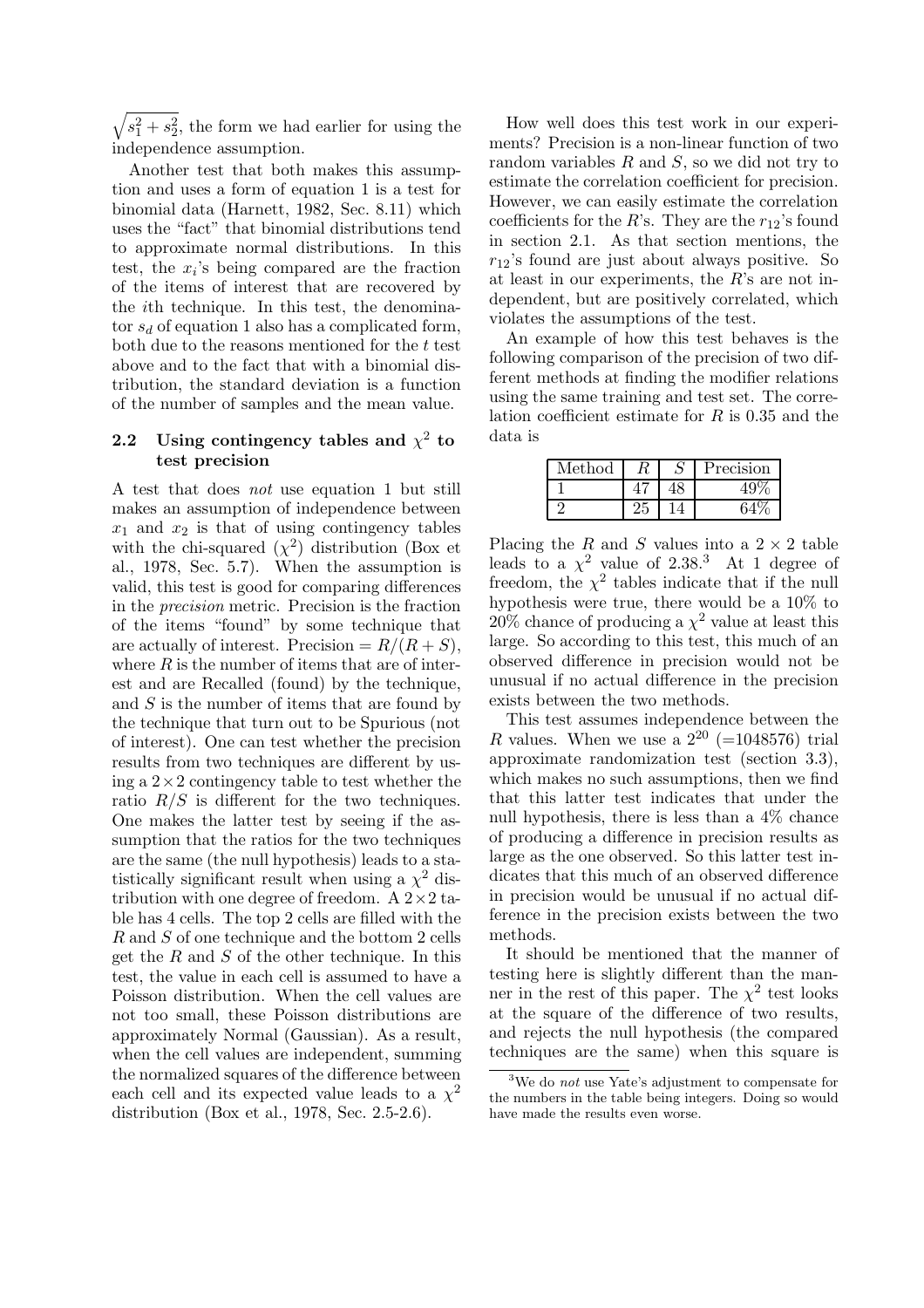$\sqrt{s_1^2 + s_2^2}$, the form we had earlier for using the independence assumption.

Another test that both makes this assumption and uses a form of equation 1 is a test for binomial data (Harnett, 1982, Sec. 8.11) which uses the "fact" that binomial distributions tend to approximate normal distributions. In this test, the $x_i$'s being compared are the fraction of the items of interest that are recovered by the $i$th technique. In this test, the denominator $s_d$ of equation 1 also has a complicated form, both due to the reasons mentioned for the $t$ test above and to the fact that with a binomial distribution, the standard deviation is a function of the number of samples and the mean value.

### 2.2 Using contingency tables and $\chi^2$ to test precision

A test that does *not* use equation 1 but still makes an assumption of independence between $x_1$ and $x_2$ is that of using contingency tables with the chi-squared ($\chi^2$) distribution (Box et al., 1978, Sec. 5.7). When the assumption is valid, this test is good for comparing differences in the *precision* metric. Precision is the fraction of the items "found" by some technique that are actually of interest. Precision = $R/(R+S)$, where $R$ is the number of items that are of interest and are Recalled (found) by the technique, and $S$ is the number of items that are found by the technique that turn out to be Spurious (not of interest). One can test whether the precision results from two techniques are different by using a $2 \times 2$ contingency table to test whether the ratio $R/S$ is different for the two techniques. One makes the latter test by seeing if the assumption that the ratios for the two techniques are the same (the null hypothesis) leads to a statistically significant result when using a $\chi^2$ distribution with one degree of freedom. A $2 \times 2$ table has 4 cells. The top 2 cells are filled with the $R$ and $S$ of one technique and the bottom 2 cells get the $R$ and $S$ of the other technique. In this test, the value in each cell is assumed to have a Poisson distribution. When the cell values are not too small, these Poisson distributions are approximately Normal (Gaussian). As a result, when the cell values are independent, summing the normalized squares of the difference between each cell and its expected value leads to a $\chi^2$ distribution (Box et al., 1978, Sec. 2.5-2.6).

How well does this test work in our experiments? Precision is a non-linear function of two random variables $R$ and $S$, so we did not try to estimate the correlation coefficient for precision. However, we can easily estimate the correlation coefficients for the $R$'s. They are the $r_{12}$'s found in section 2.1. As that section mentions, the $r_{12}$'s found are just about always positive. So at least in our experiments, the $R$'s are not independent, but are positively correlated, which violates the assumptions of the test.

An example of how this test behaves is the following comparison of the precision of two different methods at finding the modifier relations using the same training and test set. The correlation coefficient estimate for $R$ is 0.35 and the data is

| Method | $R$ | $S$ | Precision |
|---|---|---|---|
| 1 | 47 | 48 | 49% |
| 2 | 25 | 14 | 64% |

Placing the $R$ and $S$ values into a $2 \times 2$ table leads to a $\chi^2$ value of 2.38.[3] At 1 degree of freedom, the $\chi^2$ tables indicate that if the null hypothesis were true, there would be a 10% to 20% chance of producing a $\chi^2$ value at least this large. So according to this test, this much of an observed difference in precision would not be unusual if no actual difference in the precision exists between the two methods.

This test assumes independence between the $R$ values. When we use a $2^{20}$ (=1048576) trial approximate randomization test (section 3.3), which makes no such assumptions, then we find that this latter test indicates that under the null hypothesis, there is less than a 4% chance of producing a difference in precision results as large as the one observed. So this latter test indicates that this much of an observed difference in precision would be unusual if no actual difference in the precision exists between the two methods.

It should be mentioned that the manner of testing here is slightly different than the manner in the rest of this paper. The $\chi^2$ test looks at the square of the difference of two results, and rejects the null hypothesis (the compared techniques are the same) when this square is

[3] We do *not* use Yate's adjustment to compensate for the numbers in the table being integers. Doing so would have made the results even worse.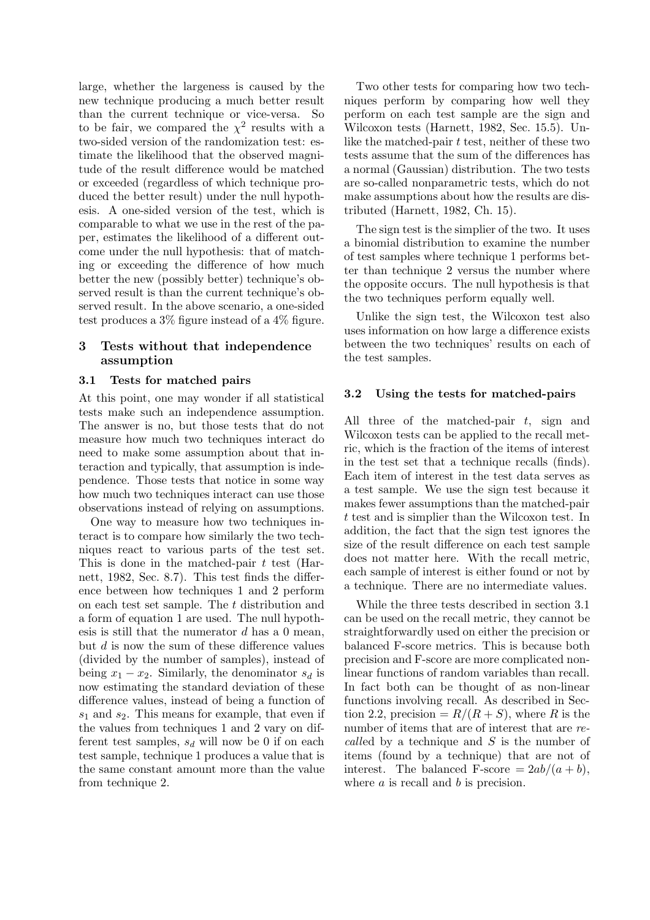large, whether the largeness is caused by the new technique producing a much better result than the current technique or vice-versa. So to be fair, we compared the $\chi^2$ results with a two-sided version of the randomization test: estimate the likelihood that the observed magnitude of the result difference would be matched or exceeded (regardless of which technique produced the better result) under the null hypothesis. A one-sided version of the test, which is comparable to what we use in the rest of the paper, estimates the likelihood of a different outcome under the null hypothesis: that of matching or exceeding the difference of how much better the new (possibly better) technique's observed result is than the current technique's observed result. In the above scenario, a one-sided test produces a 3% figure instead of a 4% figure.

## 3 Tests without that independence assumption

### 3.1 Tests for matched pairs

At this point, one may wonder if all statistical tests make such an independence assumption. The answer is no, but those tests that do not measure how much two techniques interact do need to make some assumption about that interaction and typically, that assumption is independence. Those tests that notice in some way how much two techniques interact can use those observations instead of relying on assumptions.

One way to measure how two techniques interact is to compare how similarly the two techniques react to various parts of the test set. This is done in the matched-pair $t$ test (Harnett, 1982, Sec. 8.7). This test finds the difference between how techniques 1 and 2 perform on each test set sample. The $t$ distribution and a form of equation 1 are used. The null hypothesis is still that the numerator $d$ has a 0 mean, but $d$ is now the sum of these difference values (divided by the number of samples), instead of being $x_1 - x_2$. Similarly, the denominator $s_d$ is now estimating the standard deviation of these difference values, instead of being a function of $s_1$ and $s_2$. This means for example, that even if the values from techniques 1 and 2 vary on different test samples, $s_d$ will now be 0 if on each test sample, technique 1 produces a value that is the same constant amount more than the value from technique 2.

Two other tests for comparing how two techniques perform by comparing how well they perform on each test sample are the sign and Wilcoxon tests (Harnett, 1982, Sec. 15.5). Unlike the matched-pair $t$ test, neither of these two tests assume that the sum of the differences has a normal (Gaussian) distribution. The two tests are so-called nonparametric tests, which do not make assumptions about how the results are distributed (Harnett, 1982, Ch. 15).

The sign test is the simplier of the two. It uses a binomial distribution to examine the number of test samples where technique 1 performs better than technique 2 versus the number where the opposite occurs. The null hypothesis is that the two techniques perform equally well.

Unlike the sign test, the Wilcoxon test also uses information on how large a difference exists between the two techniques' results on each of the test samples.

### 3.2 Using the tests for matched-pairs

All three of the matched-pair $t$, sign and Wilcoxon tests can be applied to the recall metric, which is the fraction of the items of interest in the test set that a technique recalls (finds). Each item of interest in the test data serves as a test sample. We use the sign test because it makes fewer assumptions than the matched-pair $t$ test and is simplier than the Wilcoxon test. In addition, the fact that the sign test ignores the size of the result difference on each test sample does not matter here. With the recall metric, each sample of interest is either found or not by a technique. There are no intermediate values.

While the three tests described in section 3.1 can be used on the recall metric, they cannot be straightforwardly used on either the precision or balanced F-score metrics. This is because both precision and F-score are more complicated non-linear functions of random variables than recall. In fact both can be thought of as non-linear functions involving recall. As described in Section 2.2, precision $= R/(R+S)$, where $R$ is the number of items that are of interest that are *recall*ed by a technique and $S$ is the number of items (found by a technique) that are not of interest. The balanced F-score $= 2ab/(a+b)$, where $a$ is recall and $b$ is precision.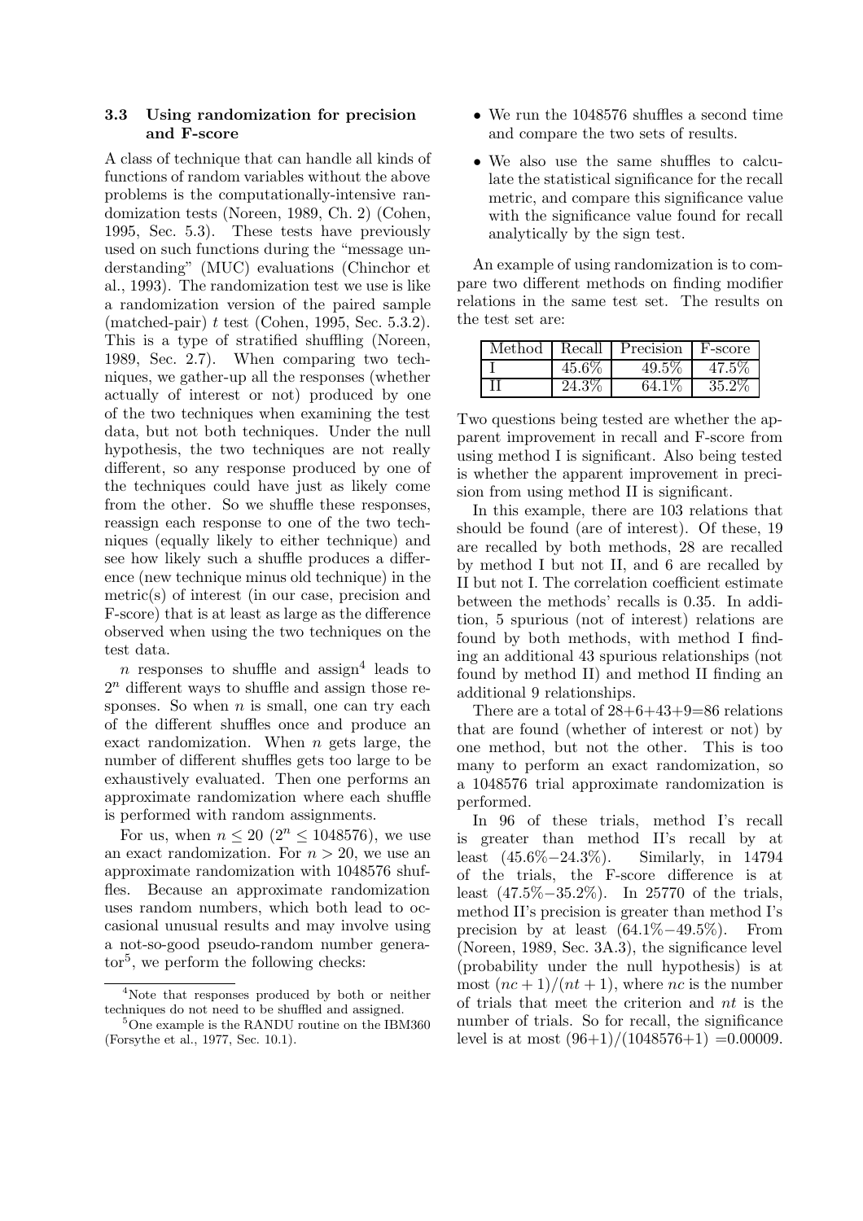### 3.3 Using randomization for precision and F-score

A class of technique that can handle all kinds of functions of random variables without the above problems is the computationally-intensive randomization tests (Noreen, 1989, Ch. 2) (Cohen, 1995, Sec. 5.3). These tests have previously used on such functions during the "message understanding" (MUC) evaluations (Chinchor et al., 1993). The randomization test we use is like a randomization version of the paired sample (matched-pair) $t$ test (Cohen, 1995, Sec. 5.3.2). This is a type of stratified shuffling (Noreen, 1989, Sec. 2.7). When comparing two techniques, we gather-up all the responses (whether actually of interest or not) produced by one of the two techniques when examining the test data, but not both techniques. Under the null hypothesis, the two techniques are not really different, so any response produced by one of the techniques could have just as likely come from the other. So we shuffle these responses, reassign each response to one of the two techniques (equally likely to either technique) and see how likely such a shuffle produces a difference (new technique minus old technique) in the metric(s) of interest (in our case, precision and F-score) that is at least as large as the difference observed when using the two techniques on the test data.

$n$ responses to shuffle and assign[4] leads to $2^n$ different ways to shuffle and assign those responses. So when $n$ is small, one can try each of the different shuffles once and produce an exact randomization. When $n$ gets large, the number of different shuffles gets too large to be exhaustively evaluated. Then one performs an approximate randomization where each shuffle is performed with random assignments.

For us, when $n \leq 20$ ($2^n \leq 1048576$), we use an exact randomization. For $n > 20$, we use an approximate randomization with 1048576 shuffles. Because an approximate randomization uses random numbers, which both lead to occasional unusual results and may involve using a not-so-good pseudo-random number generator[5], we perform the following checks:

- We run the 1048576 shuffles a second time and compare the two sets of results.
- We also use the same shuffles to calculate the statistical significance for the recall metric, and compare this significance value with the significance value found for recall analytically by the sign test.

An example of using randomization is to compare two different methods on finding modifier relations in the same test set. The results on the test set are:

| Method | Recall | Precision | F-score |
|---|---|---|---|
| I | 45.6% | 49.5% | 47.5% |
| II | 24.3% | 64.1% | 35.2% |

Two questions being tested are whether the apparent improvement in recall and F-score from using method I is significant. Also being tested is whether the apparent improvement in precision from using method II is significant.

In this example, there are 103 relations that should be found (are of interest). Of these, 19 are recalled by both methods, 28 are recalled by method I but not II, and 6 are recalled by II but not I. The correlation coefficient estimate between the methods' recalls is 0.35. In addition, 5 spurious (not of interest) relations are found by both methods, with method I finding an additional 43 spurious relationships (not found by method II) and method II finding an additional 9 relationships.

There are a total of 28+6+43+9=86 relations that are found (whether of interest or not) by one method, but not the other. This is too many to perform an exact randomization, so a 1048576 trial approximate randomization is performed.

In 96 of these trials, method I's recall is greater than method II's recall by at least (45.6%−24.3%). Similarly, in 14794 of the trials, the F-score difference is at least (47.5%−35.2%). In 25770 of the trials, method II's precision is greater than method I's precision by at least (64.1%−49.5%). From (Noreen, 1989, Sec. 3A.3), the significance level (probability under the null hypothesis) is at most $(nc+1)/(nt+1)$, where $nc$ is the number of trials that meet the criterion and $nt$ is the number of trials. So for recall, the significance level is at most (96+1)/(1048576+1) =0.00009.

[4] Note that responses produced by both or neither techniques do not need to be shuffled and assigned.

[5] One example is the RANDU routine on the IBM360 (Forsythe et al., 1977, Sec. 10.1).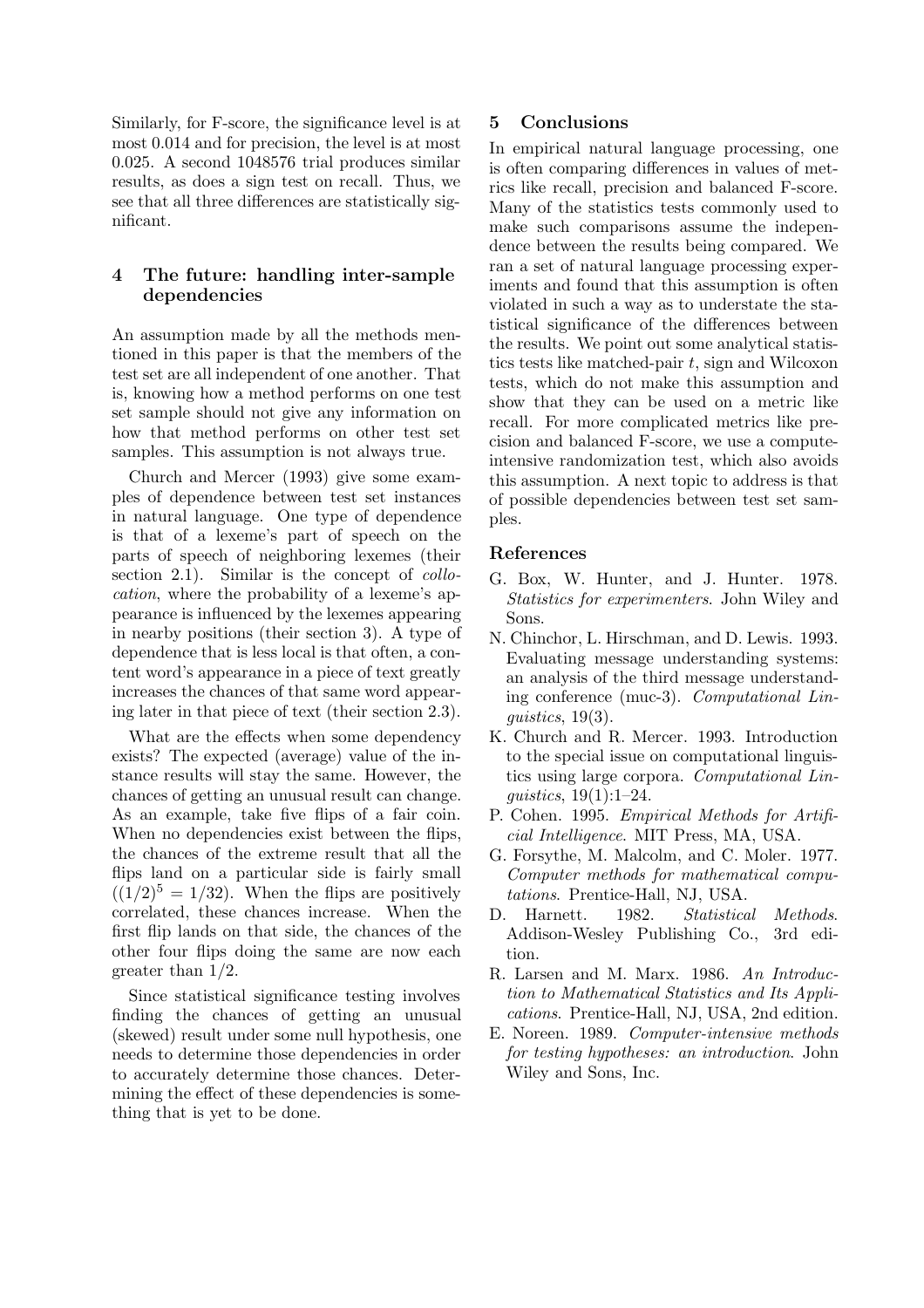Similarly, for F-score, the significance level is at most 0.014 and for precision, the level is at most 0.025. A second 1048576 trial produces similar results, as does a sign test on recall. Thus, we see that all three differences are statistically significant.

## 4 The future: handling inter-sample dependencies

An assumption made by all the methods mentioned in this paper is that the members of the test set are all independent of one another. That is, knowing how a method performs on one test set sample should not give any information on how that method performs on other test set samples. This assumption is not always true.

Church and Mercer (1993) give some examples of dependence between test set instances in natural language. One type of dependence is that of a lexeme's part of speech on the parts of speech of neighboring lexemes (their section 2.1). Similar is the concept of *collocation*, where the probability of a lexeme's appearance is influenced by the lexemes appearing in nearby positions (their section 3). A type of dependence that is less local is that often, a content word's appearance in a piece of text greatly increases the chances of that same word appearing later in that piece of text (their section 2.3).

What are the effects when some dependency exists? The expected (average) value of the instance results will stay the same. However, the chances of getting an unusual result can change. As an example, take five flips of a fair coin. When no dependencies exist between the flips, the chances of the extreme result that all the flips land on a particular side is fairly small ($(1/2)^5 = 1/32$). When the flips are positively correlated, these chances increase. When the first flip lands on that side, the chances of the other four flips doing the same are now each greater than 1/2.

Since statistical significance testing involves finding the chances of getting an unusual (skewed) result under some null hypothesis, one needs to determine those dependencies in order to accurately determine those chances. Determining the effect of these dependencies is something that is yet to be done.

## 5 Conclusions

In empirical natural language processing, one is often comparing differences in values of metrics like recall, precision and balanced F-score. Many of the statistics tests commonly used to make such comparisons assume the independence between the results being compared. We ran a set of natural language processing experiments and found that this assumption is often violated in such a way as to understate the statistical significance of the differences between the results. We point out some analytical statistics tests like matched-pair $t$, sign and Wilcoxon tests, which do not make this assumption and show that they can be used on a metric like recall. For more complicated metrics like precision and balanced F-score, we use a compute-intensive randomization test, which also avoids this assumption. A next topic to address is that of possible dependencies between test set samples.

## References

G. Box, W. Hunter, and J. Hunter. 1978. *Statistics for experimenters*. John Wiley and Sons.

N. Chinchor, L. Hirschman, and D. Lewis. 1993. Evaluating message understanding systems: an analysis of the third message understanding conference (muc-3). *Computational Linguistics*, 19(3).

K. Church and R. Mercer. 1993. Introduction to the special issue on computational linguistics using large corpora. *Computational Linguistics*, 19(1):1–24.

P. Cohen. 1995. *Empirical Methods for Artificial Intelligence*. MIT Press, MA, USA.

G. Forsythe, M. Malcolm, and C. Moler. 1977. *Computer methods for mathematical computations*. Prentice-Hall, NJ, USA.

D. Harnett. 1982. *Statistical Methods*. Addison-Wesley Publishing Co., 3rd edition.

R. Larsen and M. Marx. 1986. *An Introduction to Mathematical Statistics and Its Applications*. Prentice-Hall, NJ, USA, 2nd edition.

E. Noreen. 1989. *Computer-intensive methods for testing hypotheses: an introduction*. John Wiley and Sons, Inc.